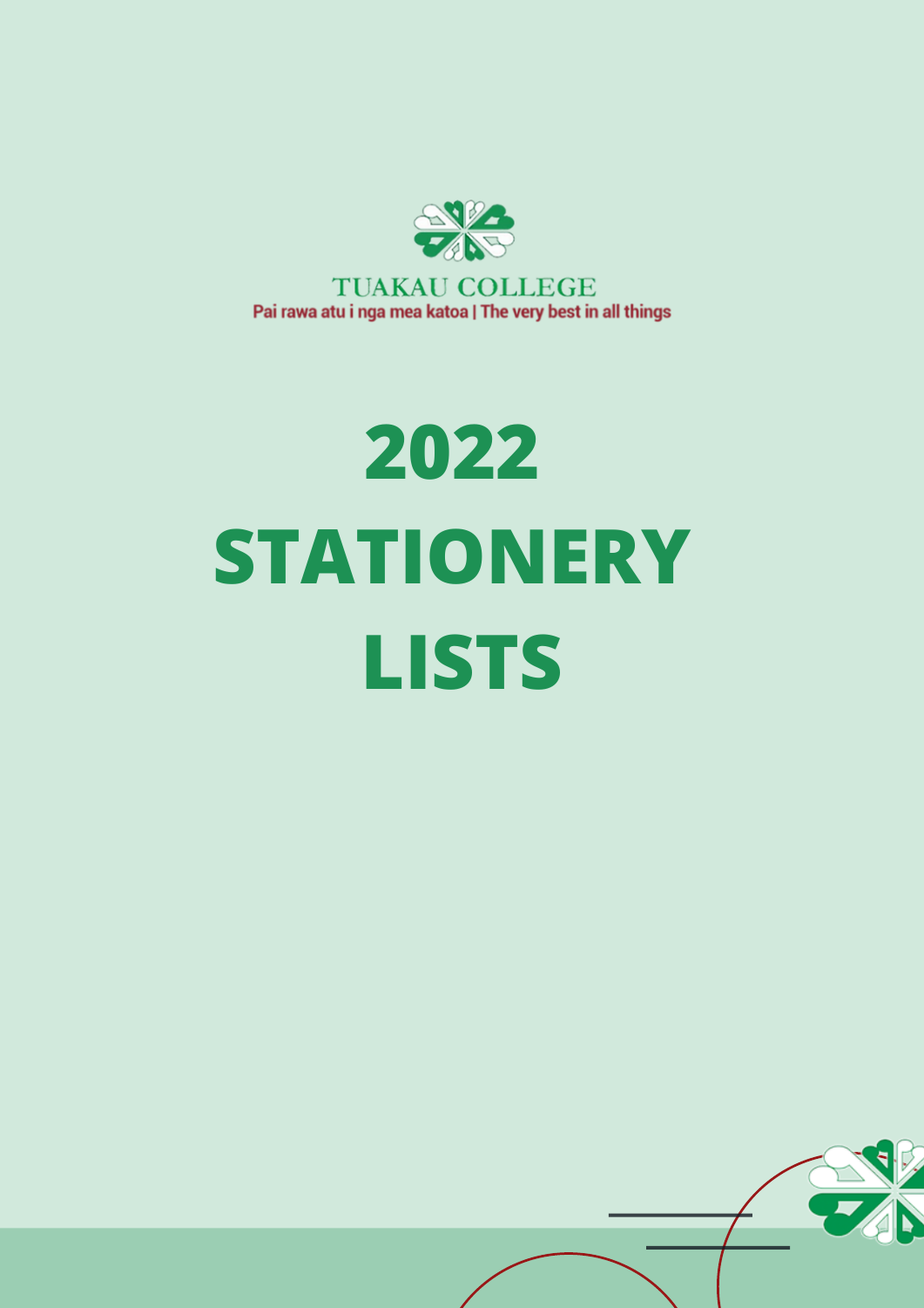TUAKAU COLLEGE

Pai rawa atu i nga mea katoa | The very best in all things

# 2022 STATIONERY LISTS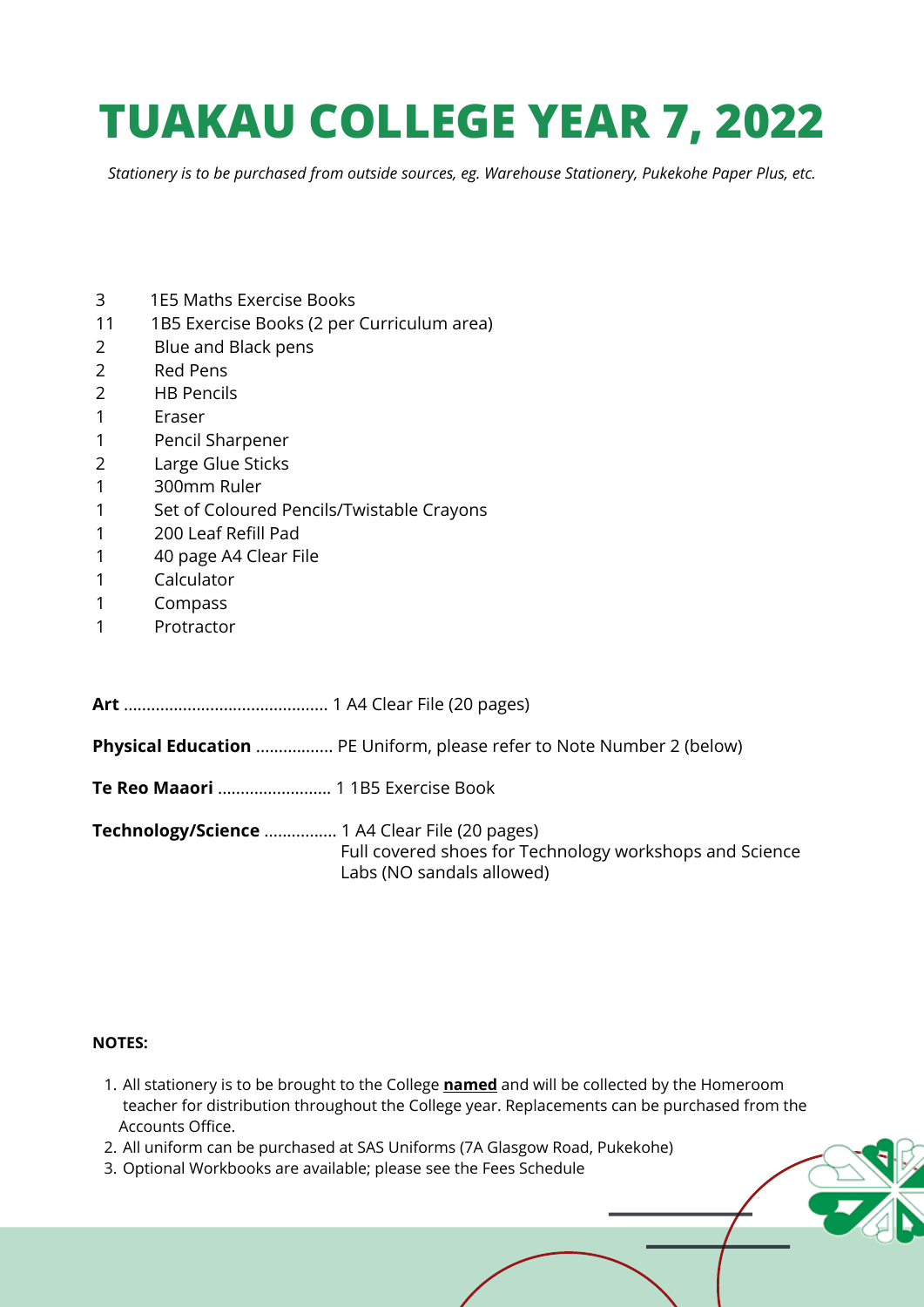# TUAKAU COLLEGE YEAR 7, 2022

*Stationery is to be purchased from outside sources, eg. Warehouse Stationery, Pukekohe Paper Plus, etc.*

| Qty | Item |
|---|---|
| 3 | 1E5 Maths Exercise Books |
| 11 | 1B5 Exercise Books (2 per Curriculum area) |
| 2 | Blue and Black pens |
| 2 | Red Pens |
| 2 | HB Pencils |
| 1 | Eraser |
| 1 | Pencil Sharpener |
| 2 | Large Glue Sticks |
| 1 | 300mm Ruler |
| 1 | Set of Coloured Pencils/Twistable Crayons |
| 1 | 200 Leaf Refill Pad |
| 1 | 40 page A4 Clear File |
| 1 | Calculator |
| 1 | Compass |
| 1 | Protractor |

**Art** ............................................ 1 A4 Clear File (20 pages)

**Physical Education** ................ PE Uniform, please refer to Note Number 2 (below)

**Te Reo Maaori** ........................ 1 1B5 Exercise Book

**Technology/Science** ............... 1 A4 Clear File (20 pages)
Full covered shoes for Technology workshops and Science Labs (NO sandals allowed)

**NOTES:**

1. All stationery is to be brought to the College **named** and will be collected by the Homeroom teacher for distribution throughout the College year. Replacements can be purchased from the Accounts Office.
2. All uniform can be purchased at SAS Uniforms (7A Glasgow Road, Pukekohe)
3. Optional Workbooks are available; please see the Fees Schedule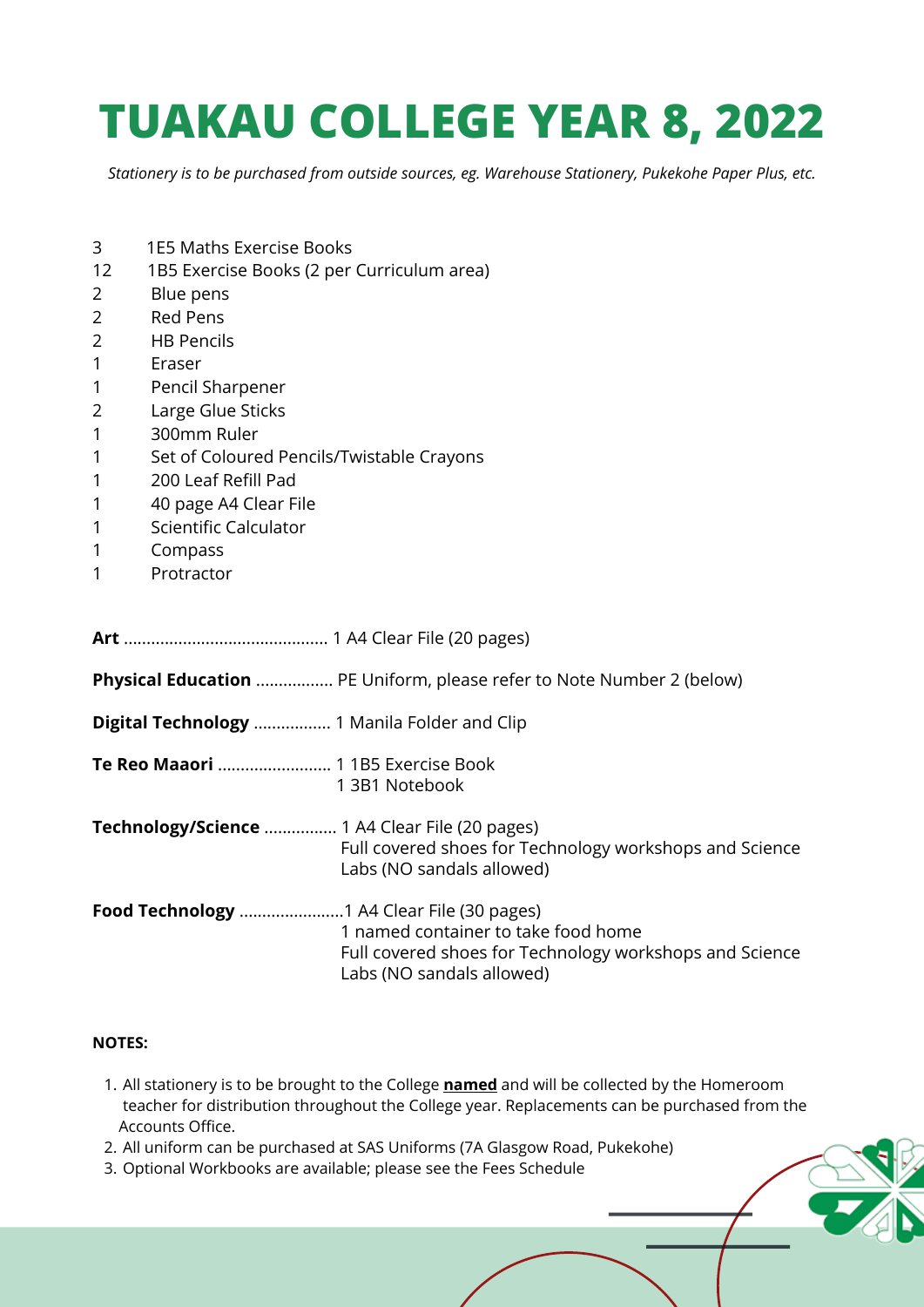# TUAKAU COLLEGE YEAR 8, 2022

*Stationery is to be purchased from outside sources, eg. Warehouse Stationery, Pukekohe Paper Plus, etc.*

| Qty | Item |
|---|---|
| 3 | 1E5 Maths Exercise Books |
| 12 | 1B5 Exercise Books (2 per Curriculum area) |
| 2 | Blue pens |
| 2 | Red Pens |
| 2 | HB Pencils |
| 1 | Eraser |
| 1 | Pencil Sharpener |
| 2 | Large Glue Sticks |
| 1 | 300mm Ruler |
| 1 | Set of Coloured Pencils/Twistable Crayons |
| 1 | 200 Leaf Refill Pad |
| 1 | 40 page A4 Clear File |
| 1 | Scientific Calculator |
| 1 | Compass |
| 1 | Protractor |

**Art** ............................................ 1 A4 Clear File (20 pages)

**Physical Education** ................ PE Uniform, please refer to Note Number 2 (below)

**Digital Technology** ................ 1 Manila Folder and Clip

**Te Reo Maaori** ......................... 1 1B5 Exercise Book
1 3B1 Notebook

**Technology/Science** ............... 1 A4 Clear File (20 pages)
Full covered shoes for Technology workshops and Science Labs (NO sandals allowed)

**Food Technology** .......................1 A4 Clear File (30 pages)
1 named container to take food home
Full covered shoes for Technology workshops and Science Labs (NO sandals allowed)

**NOTES:**

1. All stationery is to be brought to the College **<u>named</u>** and will be collected by the Homeroom teacher for distribution throughout the College year. Replacements can be purchased from the Accounts Office.
2. All uniform can be purchased at SAS Uniforms (7A Glasgow Road, Pukekohe)
3. Optional Workbooks are available; please see the Fees Schedule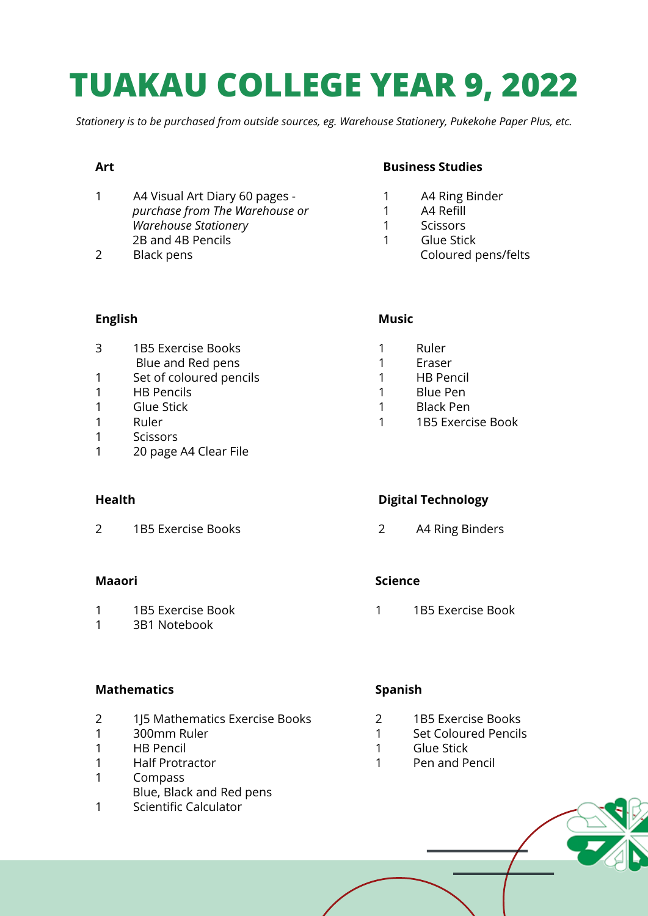# TUAKAU COLLEGE YEAR 9, 2022

*Stationery is to be purchased from outside sources, eg. Warehouse Stationery, Pukekohe Paper Plus, etc.*

**Art**

| | |
|---|---|
| 1 | A4 Visual Art Diary 60 pages - *purchase from The Warehouse or Warehouse Stationery* |
| | 2B and 4B Pencils |
| 2 | Black pens |

**Business Studies**

| | |
|---|---|
| 1 | A4 Ring Binder |
| 1 | A4 Refill |
| 1 | Scissors |
| 1 | Glue Stick |
| | Coloured pens/felts |

**English**

| | |
|---|---|
| 3 | 1B5 Exercise Books |
| | Blue and Red pens |
| 1 | Set of coloured pencils |
| 1 | HB Pencils |
| 1 | Glue Stick |
| 1 | Ruler |
| 1 | Scissors |
| 1 | 20 page A4 Clear File |

**Music**

| | |
|---|---|
| 1 | Ruler |
| 1 | Eraser |
| 1 | HB Pencil |
| 1 | Blue Pen |
| 1 | Black Pen |
| 1 | 1B5 Exercise Book |

**Health**

| | |
|---|---|
| 2 | 1B5 Exercise Books |

**Digital Technology**

| | |
|---|---|
| 2 | A4 Ring Binders |

**Maaori**

| | |
|---|---|
| 1 | 1B5 Exercise Book |
| 1 | 3B1 Notebook |

**Science**

| | |
|---|---|
| 1 | 1B5 Exercise Book |

**Mathematics**

| | |
|---|---|
| 2 | 1J5 Mathematics Exercise Books |
| 1 | 300mm Ruler |
| 1 | HB Pencil |
| 1 | Half Protractor |
| 1 | Compass |
| | Blue, Black and Red pens |
| 1 | Scientific Calculator |

**Spanish**

| | |
|---|---|
| 2 | 1B5 Exercise Books |
| 1 | Set Coloured Pencils |
| 1 | Glue Stick |
| 1 | Pen and Pencil |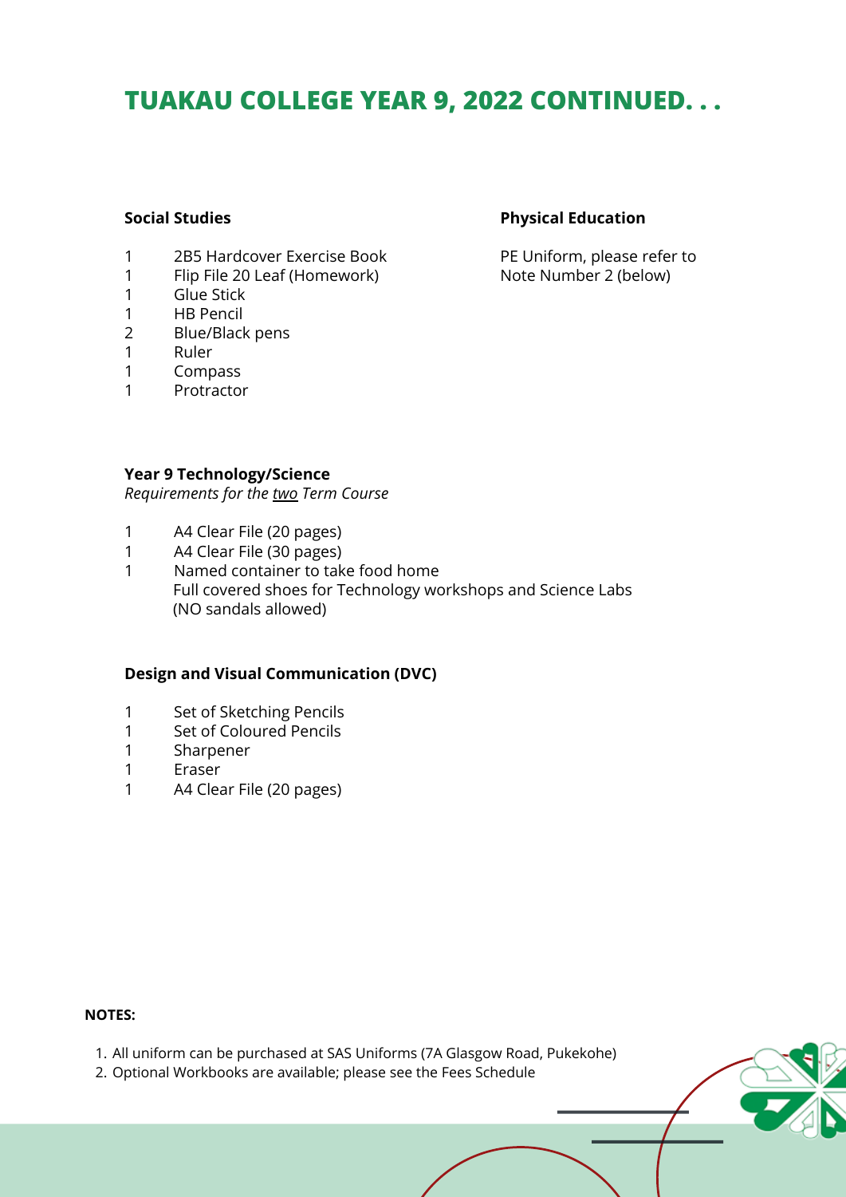# TUAKAU COLLEGE YEAR 9, 2022 CONTINUED. . .

**Social Studies**

| | |
|---|---|
| 1 | 2B5 Hardcover Exercise Book |
| 1 | Flip File 20 Leaf (Homework) |
| 1 | Glue Stick |
| 1 | HB Pencil |
| 2 | Blue/Black pens |
| 1 | Ruler |
| 1 | Compass |
| 1 | Protractor |

**Physical Education**

PE Uniform, please refer to Note Number 2 (below)

**Year 9 Technology/Science**

*Requirements for the two Term Course*

| | |
|---|---|
| 1 | A4 Clear File (20 pages) |
| 1 | A4 Clear File (30 pages) |
| 1 | Named container to take food home |
| | Full covered shoes for Technology workshops and Science Labs (NO sandals allowed) |

**Design and Visual Communication (DVC)**

| | |
|---|---|
| 1 | Set of Sketching Pencils |
| 1 | Set of Coloured Pencils |
| 1 | Sharpener |
| 1 | Eraser |
| 1 | A4 Clear File (20 pages) |

**NOTES:**

1. All uniform can be purchased at SAS Uniforms (7A Glasgow Road, Pukekohe)
2. Optional Workbooks are available; please see the Fees Schedule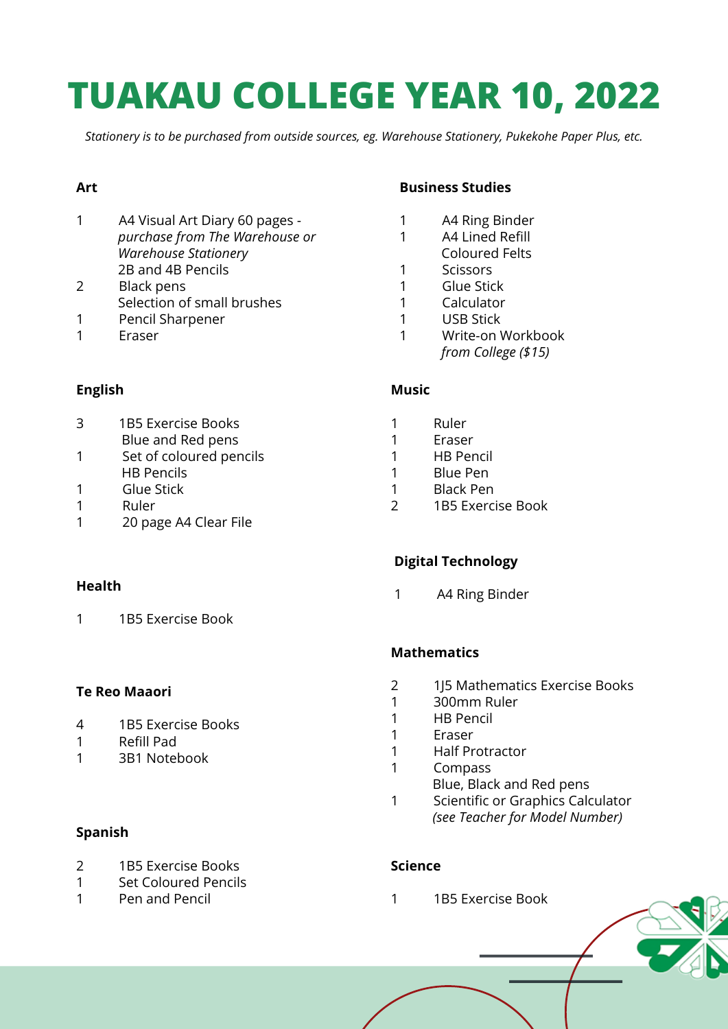# TUAKAU COLLEGE YEAR 10, 2022

*Stationery is to be purchased from outside sources, eg. Warehouse Stationery, Pukekohe Paper Plus, etc.*

### Art

| | |
|---|---|
| 1 | A4 Visual Art Diary 60 pages - *purchase from The Warehouse or Warehouse Stationery* |
| | 2B and 4B Pencils |
| 2 | Black pens |
| | Selection of small brushes |
| 1 | Pencil Sharpener |
| 1 | Eraser |

### English

| | |
|---|---|
| 3 | 1B5 Exercise Books |
| | Blue and Red pens |
| 1 | Set of coloured pencils |
| | HB Pencils |
| 1 | Glue Stick |
| 1 | Ruler |
| 1 | 20 page A4 Clear File |

### Health

| | |
|---|---|
| 1 | 1B5 Exercise Book |

### Te Reo Maaori

| | |
|---|---|
| 4 | 1B5 Exercise Books |
| 1 | Refill Pad |
| 1 | 3B1 Notebook |

### Spanish

| | |
|---|---|
| 2 | 1B5 Exercise Books |
| 1 | Set Coloured Pencils |
| 1 | Pen and Pencil |

### Business Studies

| | |
|---|---|
| 1 | A4 Ring Binder |
| 1 | A4 Lined Refill |
| | Coloured Felts |
| 1 | Scissors |
| 1 | Glue Stick |
| 1 | Calculator |
| 1 | USB Stick |
| 1 | Write-on Workbook *from College ($15)* |

### Music

| | |
|---|---|
| 1 | Ruler |
| 1 | Eraser |
| 1 | HB Pencil |
| 1 | Blue Pen |
| 1 | Black Pen |
| 2 | 1B5 Exercise Book |

### Digital Technology

| | |
|---|---|
| 1 | A4 Ring Binder |

### Mathematics

| | |
|---|---|
| 2 | 1J5 Mathematics Exercise Books |
| 1 | 300mm Ruler |
| 1 | HB Pencil |
| 1 | Eraser |
| 1 | Half Protractor |
| 1 | Compass |
| | Blue, Black and Red pens |
| 1 | Scientific or Graphics Calculator *(see Teacher for Model Number)* |

### Science

| | |
|---|---|
| 1 | 1B5 Exercise Book |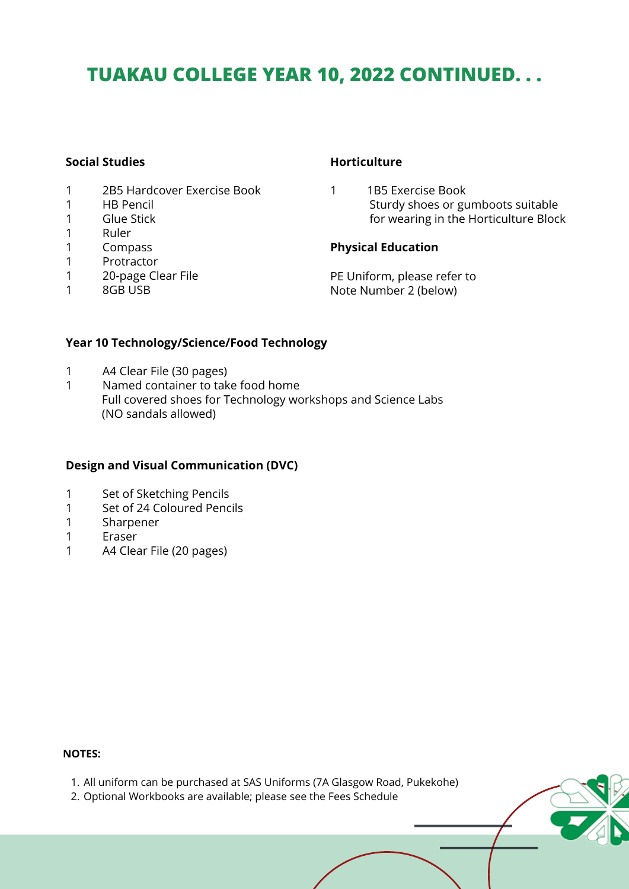# TUAKAU COLLEGE YEAR 10, 2022 CONTINUED. . .

### Social Studies

| | |
|---|---|
| 1 | 2B5 Hardcover Exercise Book |
| 1 | HB Pencil |
| 1 | Glue Stick |
| 1 | Ruler |
| 1 | Compass |
| 1 | Protractor |
| 1 | 20-page Clear File |
| 1 | 8GB USB |

### Horticulture

| | |
|---|---|
| 1 | 1B5 Exercise Book |
| | Sturdy shoes or gumboots suitable for wearing in the Horticulture Block |

### Physical Education

PE Uniform, please refer to Note Number 2 (below)

### Year 10 Technology/Science/Food Technology

| | |
|---|---|
| 1 | A4 Clear File (30 pages) |
| 1 | Named container to take food home |
| | Full covered shoes for Technology workshops and Science Labs (NO sandals allowed) |

### Design and Visual Communication (DVC)

| | |
|---|---|
| 1 | Set of Sketching Pencils |
| 1 | Set of 24 Coloured Pencils |
| 1 | Sharpener |
| 1 | Eraser |
| 1 | A4 Clear File (20 pages) |

**NOTES:**

1. All uniform can be purchased at SAS Uniforms (7A Glasgow Road, Pukekohe)
2. Optional Workbooks are available; please see the Fees Schedule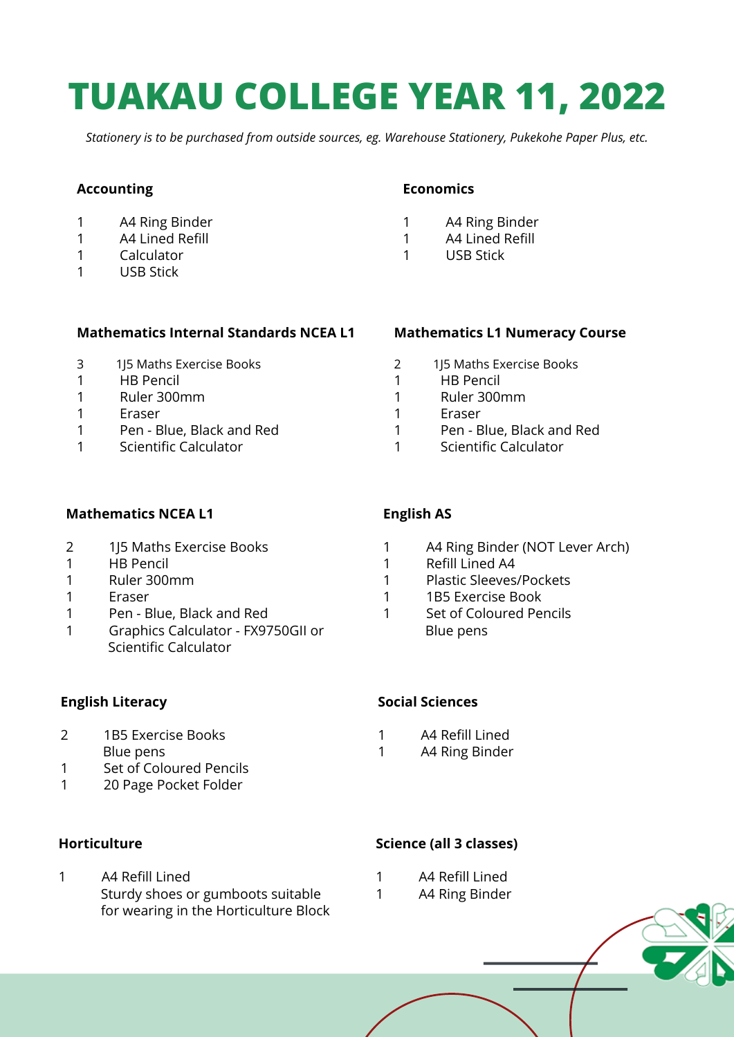# TUAKAU COLLEGE YEAR 11, 2022

*Stationery is to be purchased from outside sources, eg. Warehouse Stationery, Pukekohe Paper Plus, etc.*

**Accounting**

- 1 A4 Ring Binder
- 1 A4 Lined Refill
- 1 Calculator
- 1 USB Stick

**Economics**

- 1 A4 Ring Binder
- 1 A4 Lined Refill
- 1 USB Stick

**Mathematics Internal Standards NCEA L1**

- 3 1J5 Maths Exercise Books
- 1 HB Pencil
- 1 Ruler 300mm
- 1 Eraser
- 1 Pen - Blue, Black and Red
- 1 Scientific Calculator

**Mathematics L1 Numeracy Course**

- 2 1J5 Maths Exercise Books
- 1 HB Pencil
- 1 Ruler 300mm
- 1 Eraser
- 1 Pen - Blue, Black and Red
- 1 Scientific Calculator

**Mathematics NCEA L1**

- 2 1J5 Maths Exercise Books
- 1 HB Pencil
- 1 Ruler 300mm
- 1 Eraser
- 1 Pen - Blue, Black and Red
- 1 Graphics Calculator - FX9750GII or Scientific Calculator

**English AS**

- 1 A4 Ring Binder (NOT Lever Arch)
- 1 Refill Lined A4
- 1 Plastic Sleeves/Pockets
- 1 1B5 Exercise Book
- 1 Set of Coloured Pencils
- Blue pens

**English Literacy**

- 2 1B5 Exercise Books
- Blue pens
- 1 Set of Coloured Pencils
- 1 20 Page Pocket Folder

**Social Sciences**

- 1 A4 Refill Lined
- 1 A4 Ring Binder

**Horticulture**

- 1 A4 Refill Lined
- Sturdy shoes or gumboots suitable for wearing in the Horticulture Block

**Science (all 3 classes)**

- 1 A4 Refill Lined
- 1 A4 Ring Binder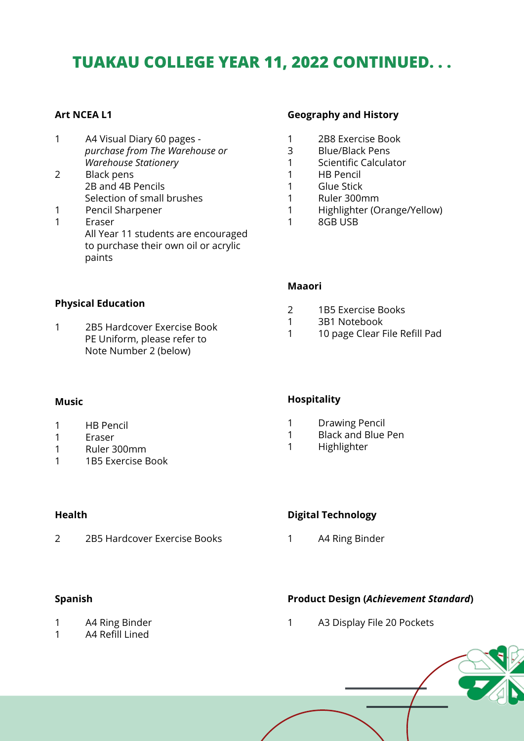# TUAKAU COLLEGE YEAR 11, 2022 CONTINUED. . .

**Art NCEA L1**

- 1 A4 Visual Diary 60 pages - *purchase from The Warehouse or Warehouse Stationery*
- 2 Black pens
- 2B and 4B Pencils
- Selection of small brushes
- 1 Pencil Sharpener
- 1 Eraser
- All Year 11 students are encouraged to purchase their own oil or acrylic paints

**Physical Education**

- 1 2B5 Hardcover Exercise Book
- PE Uniform, please refer to Note Number 2 (below)

**Music**

- 1 HB Pencil
- 1 Eraser
- 1 Ruler 300mm
- 1 1B5 Exercise Book

**Health**

- 2 2B5 Hardcover Exercise Books

**Spanish**

- 1 A4 Ring Binder
- 1 A4 Refill Lined

**Geography and History**

- 1 2B8 Exercise Book
- 3 Blue/Black Pens
- 1 Scientific Calculator
- 1 HB Pencil
- 1 Glue Stick
- 1 Ruler 300mm
- 1 Highlighter (Orange/Yellow)
- 1 8GB USB

**Maaori**

- 2 1B5 Exercise Books
- 1 3B1 Notebook
- 1 10 page Clear File Refill Pad

**Hospitality**

- 1 Drawing Pencil
- 1 Black and Blue Pen
- 1 Highlighter

**Digital Technology**

- 1 A4 Ring Binder

**Product Design (*Achievement Standard*)**

- 1 A3 Display File 20 Pockets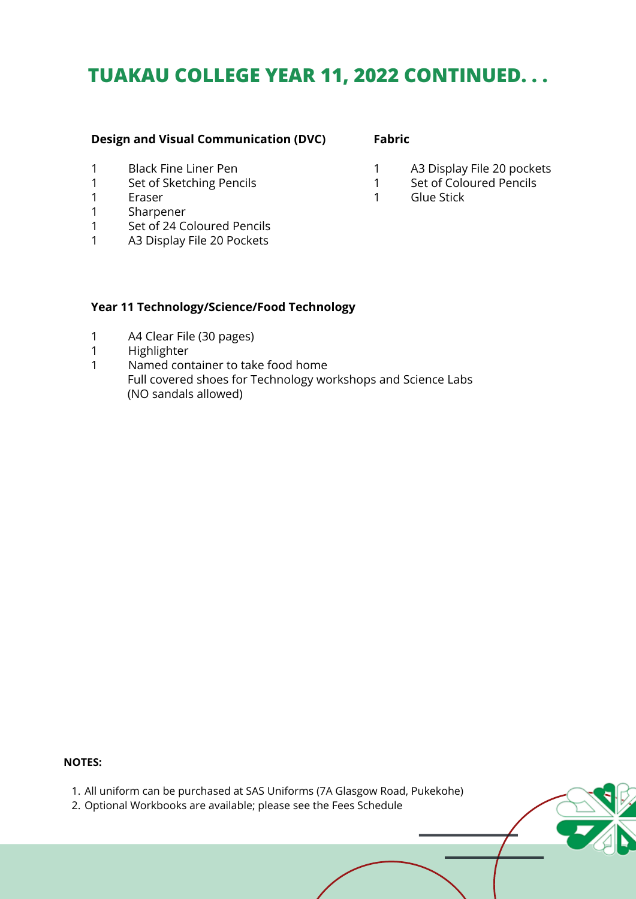# TUAKAU COLLEGE YEAR 11, 2022 CONTINUED. . .

**Design and Visual Communication (DVC)**

| | |
|---|---|
| 1 | Black Fine Liner Pen |
| 1 | Set of Sketching Pencils |
| 1 | Eraser |
| 1 | Sharpener |
| 1 | Set of 24 Coloured Pencils |
| 1 | A3 Display File 20 Pockets |

**Fabric**

| | |
|---|---|
| 1 | A3 Display File 20 pockets |
| 1 | Set of Coloured Pencils |
| 1 | Glue Stick |

**Year 11 Technology/Science/Food Technology**

| | |
|---|---|
| 1 | A4 Clear File (30 pages) |
| 1 | Highlighter |
| 1 | Named container to take food home |
| | Full covered shoes for Technology workshops and Science Labs (NO sandals allowed) |

**NOTES:**

1. All uniform can be purchased at SAS Uniforms (7A Glasgow Road, Pukekohe)
2. Optional Workbooks are available; please see the Fees Schedule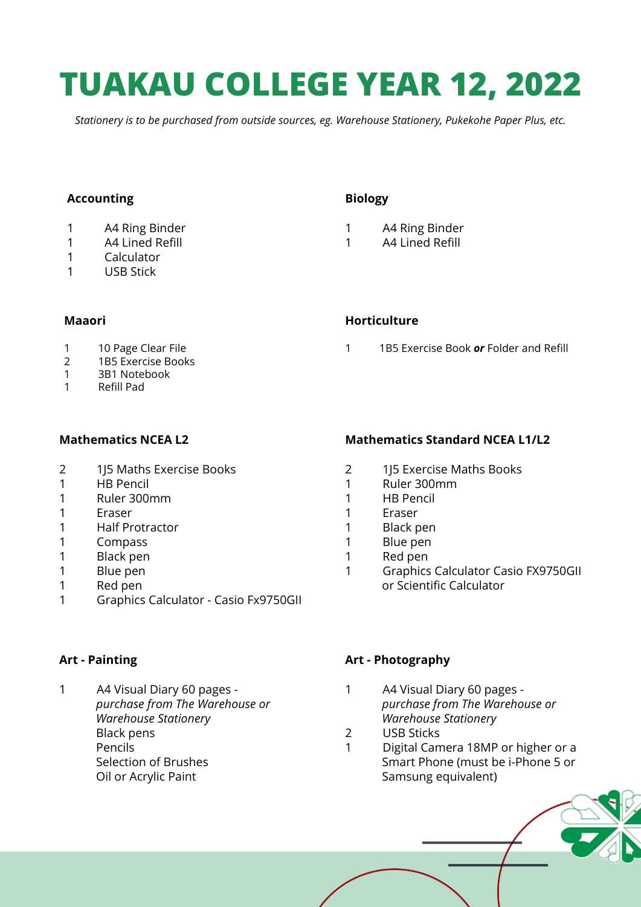# TUAKAU COLLEGE YEAR 12, 2022

*Stationery is to be purchased from outside sources, eg. Warehouse Stationery, Pukekohe Paper Plus, etc.*

### Accounting

| | |
|---|---|
| 1 | A4 Ring Binder |
| 1 | A4 Lined Refill |
| 1 | Calculator |
| 1 | USB Stick |

### Biology

| | |
|---|---|
| 1 | A4 Ring Binder |
| 1 | A4 Lined Refill |

### Maaori

| | |
|---|---|
| 1 | 10 Page Clear File |
| 2 | 1B5 Exercise Books |
| 1 | 3B1 Notebook |
| 1 | Refill Pad |

### Horticulture

| | |
|---|---|
| 1 | 1B5 Exercise Book ***or*** Folder and Refill |

### Mathematics NCEA L2

| | |
|---|---|
| 2 | 1J5 Maths Exercise Books |
| 1 | HB Pencil |
| 1 | Ruler 300mm |
| 1 | Eraser |
| 1 | Half Protractor |
| 1 | Compass |
| 1 | Black pen |
| 1 | Blue pen |
| 1 | Red pen |
| 1 | Graphics Calculator - Casio Fx9750GII |

### Mathematics Standard NCEA L1/L2

| | |
|---|---|
| 2 | 1J5 Exercise Maths Books |
| 1 | Ruler 300mm |
| 1 | HB Pencil |
| 1 | Eraser |
| 1 | Black pen |
| 1 | Blue pen |
| 1 | Red pen |
| 1 | Graphics Calculator Casio FX9750GII or Scientific Calculator |

### Art - Painting

| | |
|---|---|
| 1 | A4 Visual Diary 60 pages - *purchase from The Warehouse or Warehouse Stationery* |
| | Black pens |
| | Pencils |
| | Selection of Brushes |
| | Oil or Acrylic Paint |

### Art - Photography

| | |
|---|---|
| 1 | A4 Visual Diary 60 pages - *purchase from The Warehouse or Warehouse Stationery* |
| 2 | USB Sticks |
| 1 | Digital Camera 18MP or higher or a Smart Phone (must be i-Phone 5 or Samsung equivalent) |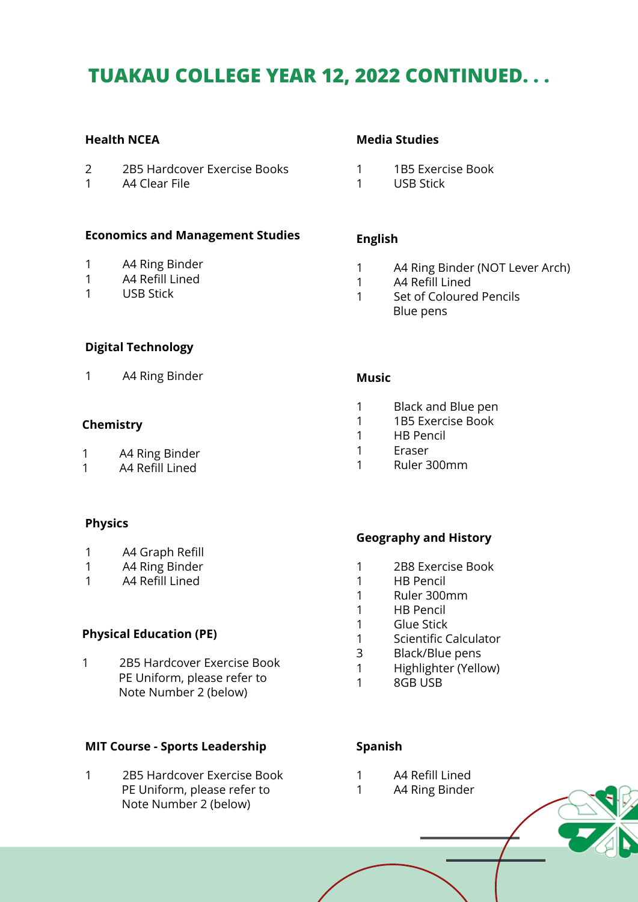# TUAKAU COLLEGE YEAR 12, 2022 CONTINUED. . .

### Health NCEA

| | |
|---|---|
| 2 | 2B5 Hardcover Exercise Books |
| 1 | A4 Clear File |

### Economics and Management Studies

| | |
|---|---|
| 1 | A4 Ring Binder |
| 1 | A4 Refill Lined |
| 1 | USB Stick |

### Digital Technology

| | |
|---|---|
| 1 | A4 Ring Binder |

### Chemistry

| | |
|---|---|
| 1 | A4 Ring Binder |
| 1 | A4 Refill Lined |

### Physics

| | |
|---|---|
| 1 | A4 Graph Refill |
| 1 | A4 Ring Binder |
| 1 | A4 Refill Lined |

### Physical Education (PE)

| | |
|---|---|
| 1 | 2B5 Hardcover Exercise Book |
| | PE Uniform, please refer to Note Number 2 (below) |

### MIT Course - Sports Leadership

| | |
|---|---|
| 1 | 2B5 Hardcover Exercise Book |
| | PE Uniform, please refer to Note Number 2 (below) |

### Media Studies

| | |
|---|---|
| 1 | 1B5 Exercise Book |
| 1 | USB Stick |

### English

| | |
|---|---|
| 1 | A4 Ring Binder (NOT Lever Arch) |
| 1 | A4 Refill Lined |
| 1 | Set of Coloured Pencils |
| | Blue pens |

### Music

| | |
|---|---|
| 1 | Black and Blue pen |
| 1 | 1B5 Exercise Book |
| 1 | HB Pencil |
| 1 | Eraser |
| 1 | Ruler 300mm |

### Geography and History

| | |
|---|---|
| 1 | 2B8 Exercise Book |
| 1 | HB Pencil |
| 1 | Ruler 300mm |
| 1 | HB Pencil |
| 1 | Glue Stick |
| 1 | Scientific Calculator |
| 3 | Black/Blue pens |
| 1 | Highlighter (Yellow) |
| 1 | 8GB USB |

### Spanish

| | |
|---|---|
| 1 | A4 Refill Lined |
| 1 | A4 Ring Binder |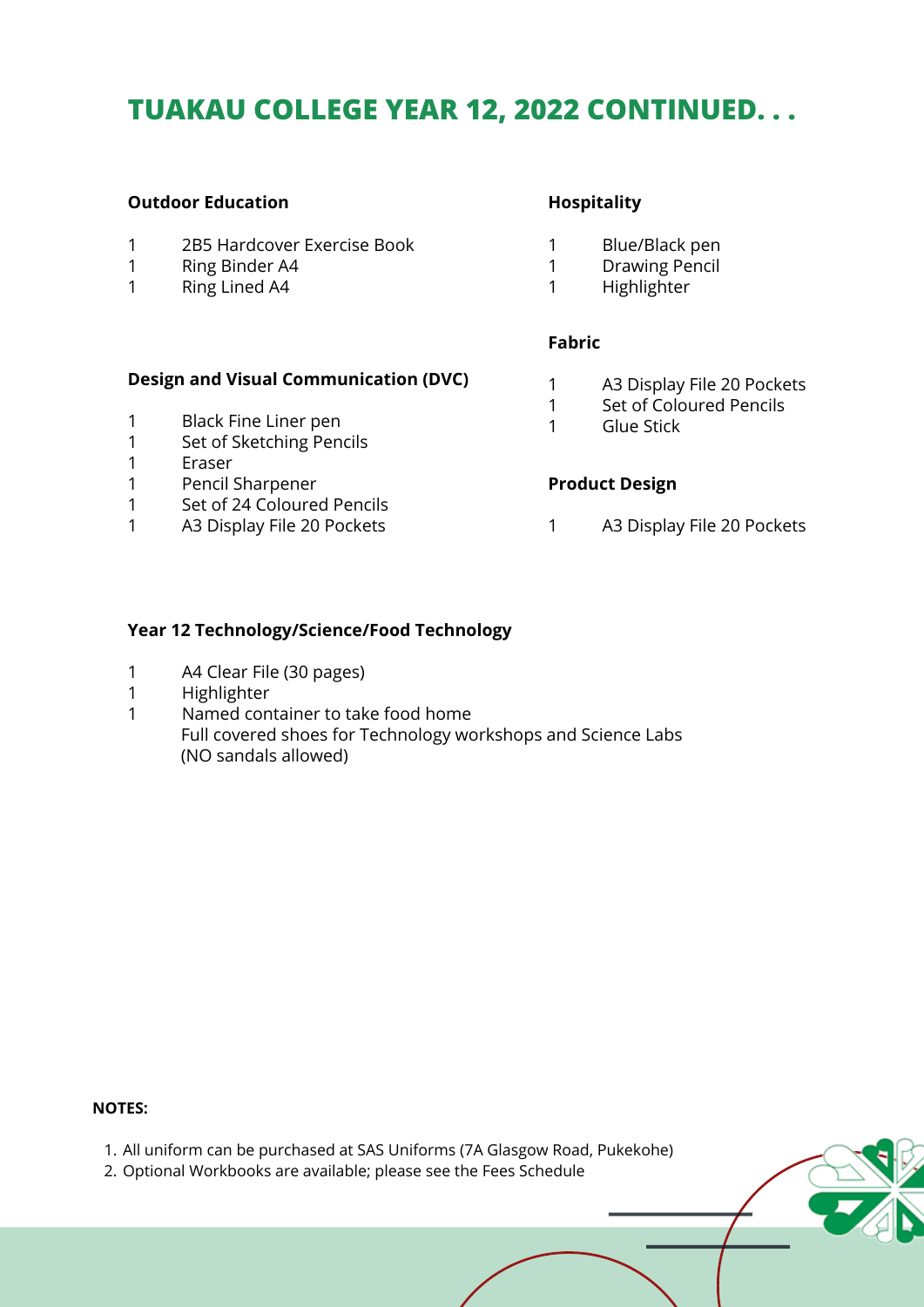# TUAKAU COLLEGE YEAR 12, 2022 CONTINUED. . .

**Outdoor Education**

| | |
|---|---|
| 1 | 2B5 Hardcover Exercise Book |
| 1 | Ring Binder A4 |
| 1 | Ring Lined A4 |

**Design and Visual Communication (DVC)**

| | |
|---|---|
| 1 | Black Fine Liner pen |
| 1 | Set of Sketching Pencils |
| 1 | Eraser |
| 1 | Pencil Sharpener |
| 1 | Set of 24 Coloured Pencils |
| 1 | A3 Display File 20 Pockets |

**Hospitality**

| | |
|---|---|
| 1 | Blue/Black pen |
| 1 | Drawing Pencil |
| 1 | Highlighter |

**Fabric**

| | |
|---|---|
| 1 | A3 Display File 20 Pockets |
| 1 | Set of Coloured Pencils |
| 1 | Glue Stick |

**Product Design**

| | |
|---|---|
| 1 | A3 Display File 20 Pockets |

**Year 12 Technology/Science/Food Technology**

| | |
|---|---|
| 1 | A4 Clear File (30 pages) |
| 1 | Highlighter |
| 1 | Named container to take food home |
| | Full covered shoes for Technology workshops and Science Labs (NO sandals allowed) |

**NOTES:**

1. All uniform can be purchased at SAS Uniforms (7A Glasgow Road, Pukekohe)
2. Optional Workbooks are available; please see the Fees Schedule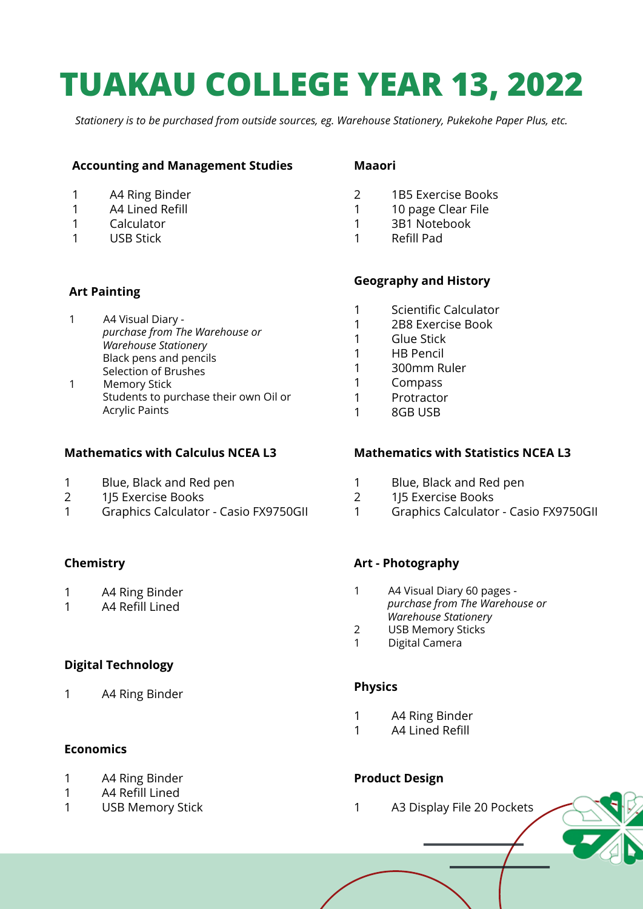# TUAKAU COLLEGE YEAR 13, 2022

*Stationery is to be purchased from outside sources, eg. Warehouse Stationery, Pukekohe Paper Plus, etc.*

**Accounting and Management Studies**

- 1 A4 Ring Binder
- 1 A4 Lined Refill
- 1 Calculator
- 1 USB Stick

**Art Painting**

- 1 A4 Visual Diary - *purchase from The Warehouse or Warehouse Stationery*
- Black pens and pencils
- Selection of Brushes
- 1 Memory Stick
- Students to purchase their own Oil or Acrylic Paints

**Mathematics with Calculus NCEA L3**

- 1 Blue, Black and Red pen
- 2 1J5 Exercise Books
- 1 Graphics Calculator - Casio FX9750GII

**Chemistry**

- 1 A4 Ring Binder
- 1 A4 Refill Lined

**Digital Technology**

- 1 A4 Ring Binder

**Economics**

- 1 A4 Ring Binder
- 1 A4 Refill Lined
- 1 USB Memory Stick

**Maaori**

- 2 1B5 Exercise Books
- 1 10 page Clear File
- 1 3B1 Notebook
- 1 Refill Pad

**Geography and History**

- 1 Scientific Calculator
- 1 2B8 Exercise Book
- 1 Glue Stick
- 1 HB Pencil
- 1 300mm Ruler
- 1 Compass
- 1 Protractor
- 1 8GB USB

**Mathematics with Statistics NCEA L3**

- 1 Blue, Black and Red pen
- 2 1J5 Exercise Books
- 1 Graphics Calculator - Casio FX9750GII

**Art - Photography**

- 1 A4 Visual Diary 60 pages - *purchase from The Warehouse or Warehouse Stationery*
- 2 USB Memory Sticks
- 1 Digital Camera

**Physics**

- 1 A4 Ring Binder
- 1 A4 Lined Refill

**Product Design**

- 1 A3 Display File 20 Pockets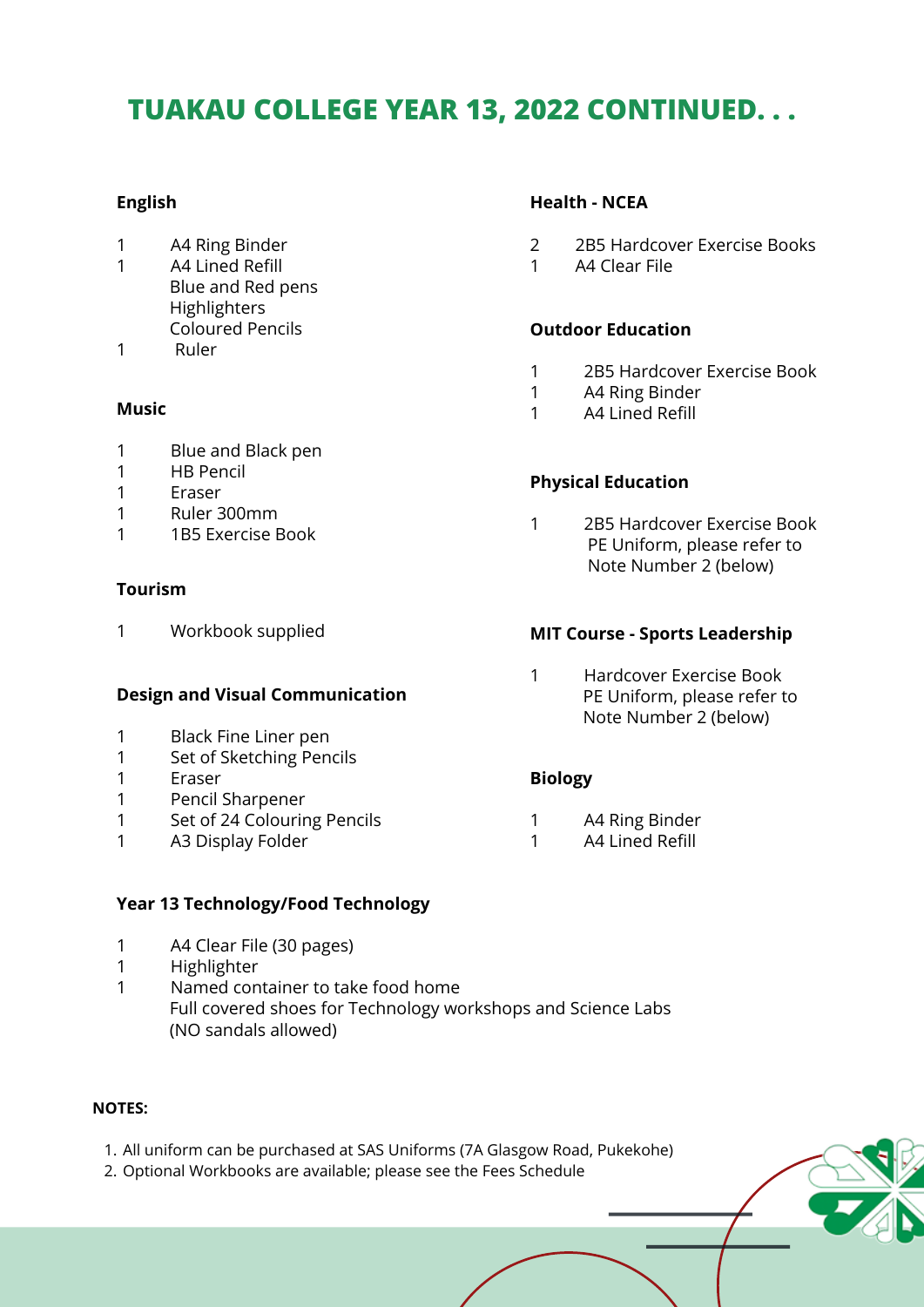# TUAKAU COLLEGE YEAR 13, 2022 CONTINUED. . .

### English

1 A4 Ring Binder
1 A4 Lined Refill
Blue and Red pens
Highlighters
Coloured Pencils
1 Ruler

### Music

1 Blue and Black pen
1 HB Pencil
1 Eraser
1 Ruler 300mm
1 1B5 Exercise Book

### Tourism

1 Workbook supplied

### Design and Visual Communication

1 Black Fine Liner pen
1 Set of Sketching Pencils
1 Eraser
1 Pencil Sharpener
1 Set of 24 Colouring Pencils
1 A3 Display Folder

### Health - NCEA

2 2B5 Hardcover Exercise Books
1 A4 Clear File

### Outdoor Education

1 2B5 Hardcover Exercise Book
1 A4 Ring Binder
1 A4 Lined Refill

### Physical Education

1 2B5 Hardcover Exercise Book
PE Uniform, please refer to Note Number 2 (below)

### MIT Course - Sports Leadership

1 Hardcover Exercise Book
PE Uniform, please refer to Note Number 2 (below)

### Biology

1 A4 Ring Binder
1 A4 Lined Refill

### Year 13 Technology/Food Technology

1 A4 Clear File (30 pages)
1 Highlighter
1 Named container to take food home
Full covered shoes for Technology workshops and Science Labs (NO sandals allowed)

**NOTES:**

1. All uniform can be purchased at SAS Uniforms (7A Glasgow Road, Pukekohe)
2. Optional Workbooks are available; please see the Fees Schedule